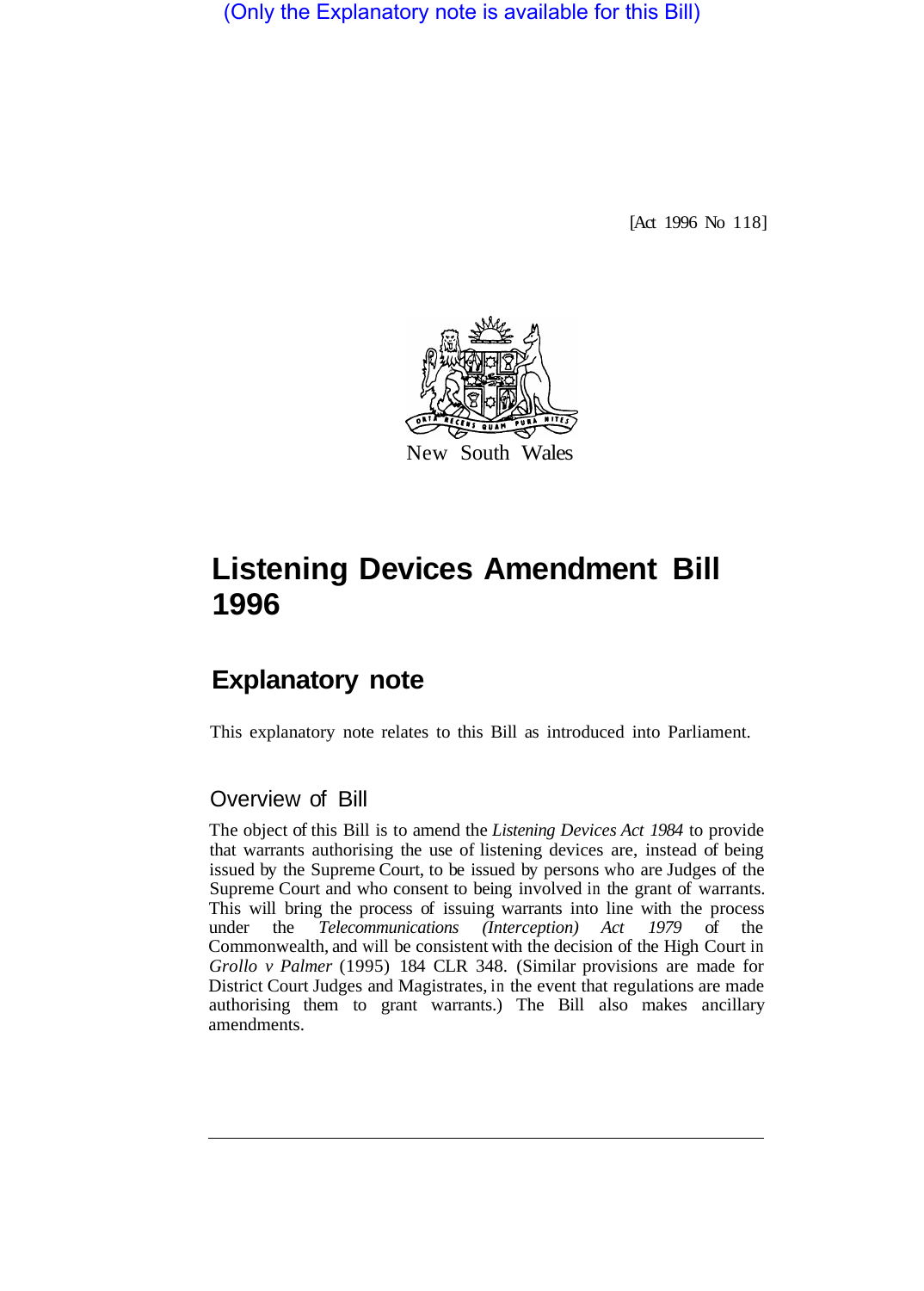(Only the Explanatory note is available for this Bill)

[Act 1996 No 118]

New South Wales

# Listening Devices Amendment Bill 1996

## Explanatory note

This explanatory note relates to this Bill as introduced into Parliament.

### Overview of Bill

The object of this Bill is to amend the *Listening Devices Act 1984* to provide that warrants authorising the use of listening devices are, instead of being issued by the Supreme Court, to be issued by persons who are Judges of the Supreme Court and who consent to being involved in the grant of warrants. This will bring the process of issuing warrants into line with the process under the *Telecommunications (Interception) Act 1979* of the Commonwealth, and will be consistent with the decision of the High Court in *Grollo v Palmer* (1995) 184 CLR 348. (Similar provisions are made for District Court Judges and Magistrates, in the event that regulations are made authorising them to grant warrants.) The Bill also makes ancillary amendments.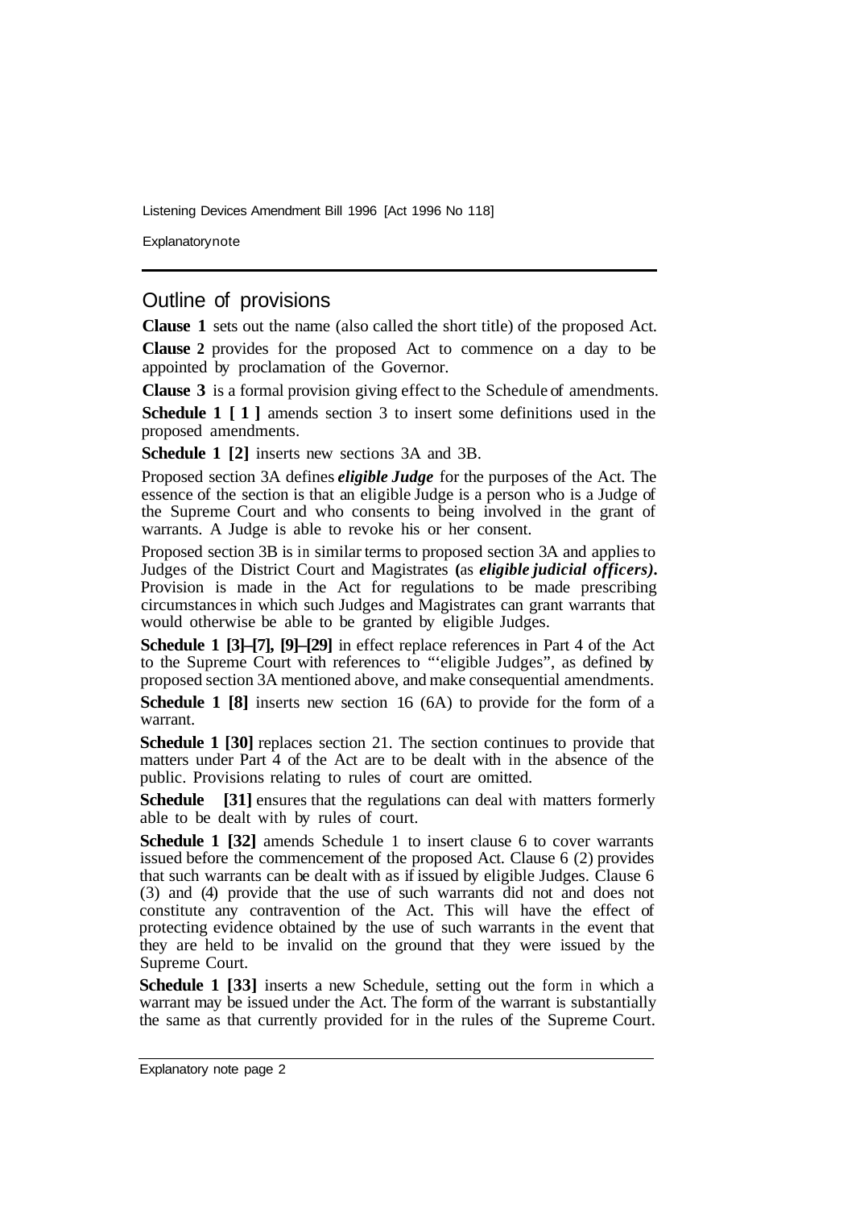## Outline of provisions

**Clause 1** sets out the name (also called the short title) of the proposed Act.

**Clause 2** provides for the proposed Act to commence on a day to be appointed by proclamation of the Governor.

**Clause 3** is a formal provision giving effect to the Schedule of amendments.

**Schedule 1 [ 1 ]** amends section 3 to insert some definitions used in the proposed amendments.

**Schedule 1 [2]** inserts new sections 3A and 3B.

Proposed section 3A defines ***eligible Judge*** for the purposes of the Act. The essence of the section is that an eligible Judge is a person who is a Judge of the Supreme Court and who consents to being involved in the grant of warrants. A Judge is able to revoke his or her consent.

Proposed section 3B is in similar terms to proposed section 3A and applies to Judges of the District Court and Magistrates (as ***eligible judicial officers).*** Provision is made in the Act for regulations to be made prescribing circumstances in which such Judges and Magistrates can grant warrants that would otherwise be able to be granted by eligible Judges.

**Schedule 1 [3]–[7], [9]–[29]** in effect replace references in Part 4 of the Act to the Supreme Court with references to "'eligible Judges", as defined by proposed section 3A mentioned above, and make consequential amendments.

**Schedule 1 [8]** inserts new section 16 (6A) to provide for the form of a warrant.

**Schedule 1 [30]** replaces section 21. The section continues to provide that matters under Part 4 of the Act are to be dealt with in the absence of the public. Provisions relating to rules of court are omitted.

**Schedule [31]** ensures that the regulations can deal with matters formerly able to be dealt with by rules of court.

**Schedule 1 [32]** amends Schedule 1 to insert clause 6 to cover warrants issued before the commencement of the proposed Act. Clause 6 (2) provides that such warrants can be dealt with as if issued by eligible Judges. Clause 6 (3) and (4) provide that the use of such warrants did not and does not constitute any contravention of the Act. This will have the effect of protecting evidence obtained by the use of such warrants in the event that they are held to be invalid on the ground that they were issued by the Supreme Court.

**Schedule 1 [33]** inserts a new Schedule, setting out the form in which a warrant may be issued under the Act. The form of the warrant is substantially the same as that currently provided for in the rules of the Supreme Court.